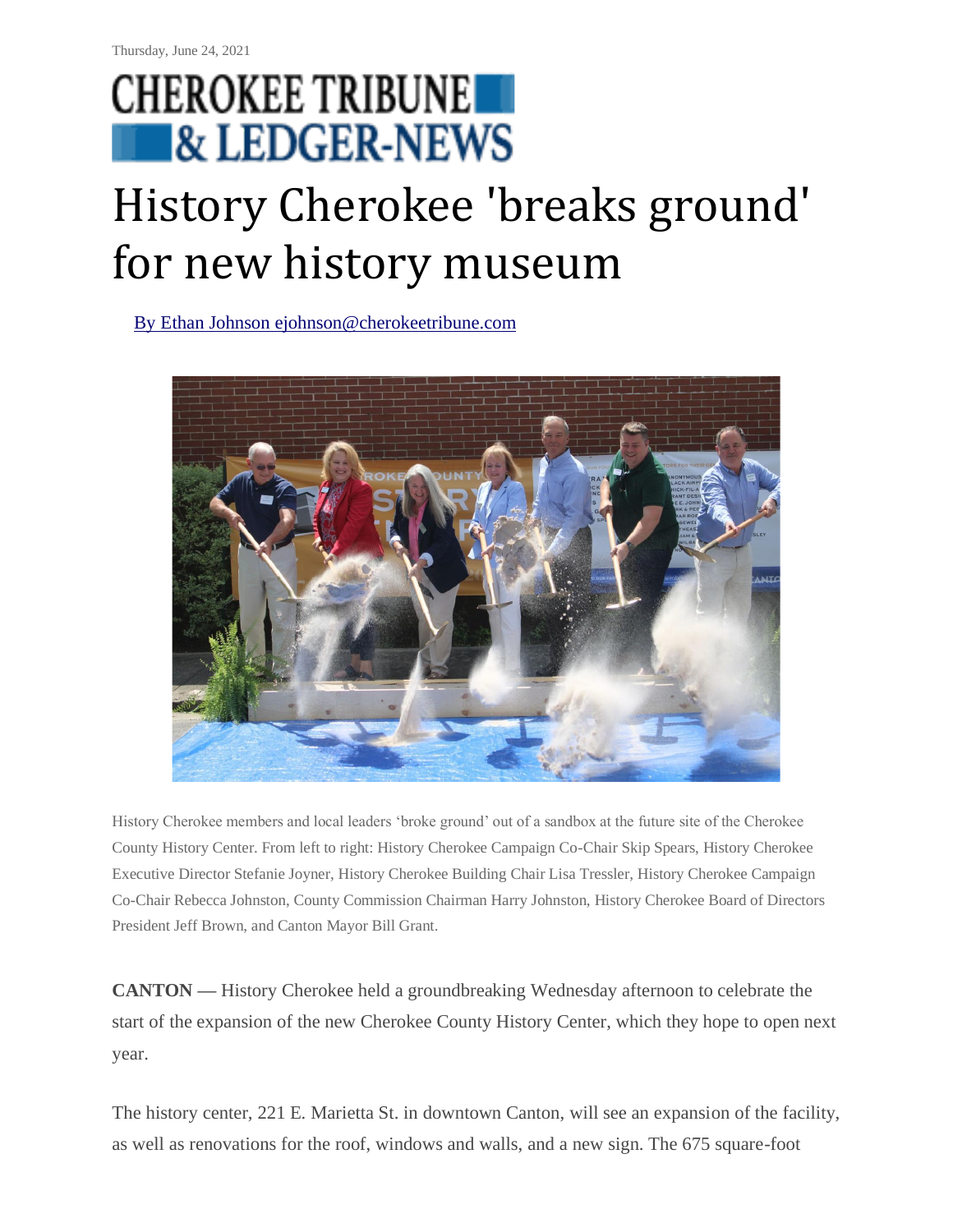Thursday, June 24, 2021

CHEROKEE TRIBUNE & LEDGER-NEWS

# History Cherokee 'breaks ground' for new history museum

By Ethan Johnson ejohnson@cherokeetribune.com

History Cherokee members and local leaders 'broke ground' out of a sandbox at the future site of the Cherokee County History Center. From left to right: History Cherokee Campaign Co-Chair Skip Spears, History Cherokee Executive Director Stefanie Joyner, History Cherokee Building Chair Lisa Tressler, History Cherokee Campaign Co-Chair Rebecca Johnston, County Commission Chairman Harry Johnston, History Cherokee Board of Directors President Jeff Brown, and Canton Mayor Bill Grant.

**CANTON —** History Cherokee held a groundbreaking Wednesday afternoon to celebrate the start of the expansion of the new Cherokee County History Center, which they hope to open next year.

The history center, 221 E. Marietta St. in downtown Canton, will see an expansion of the facility, as well as renovations for the roof, windows and walls, and a new sign. The 675 square-foot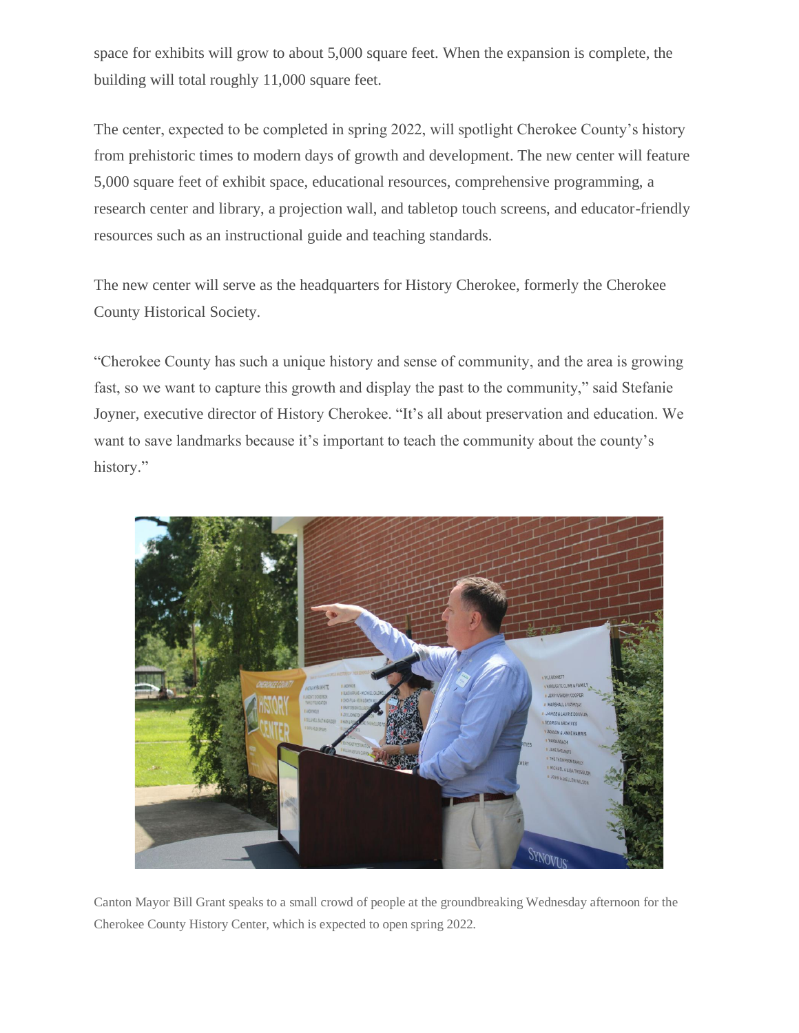space for exhibits will grow to about 5,000 square feet. When the expansion is complete, the building will total roughly 11,000 square feet.

The center, expected to be completed in spring 2022, will spotlight Cherokee County's history from prehistoric times to modern days of growth and development. The new center will feature 5,000 square feet of exhibit space, educational resources, comprehensive programming, a research center and library, a projection wall, and tabletop touch screens, and educator-friendly resources such as an instructional guide and teaching standards.

The new center will serve as the headquarters for History Cherokee, formerly the Cherokee County Historical Society.

"Cherokee County has such a unique history and sense of community, and the area is growing fast, so we want to capture this growth and display the past to the community," said Stefanie Joyner, executive director of History Cherokee. "It's all about preservation and education. We want to save landmarks because it's important to teach the community about the county's history."

Canton Mayor Bill Grant speaks to a small crowd of people at the groundbreaking Wednesday afternoon for the Cherokee County History Center, which is expected to open spring 2022.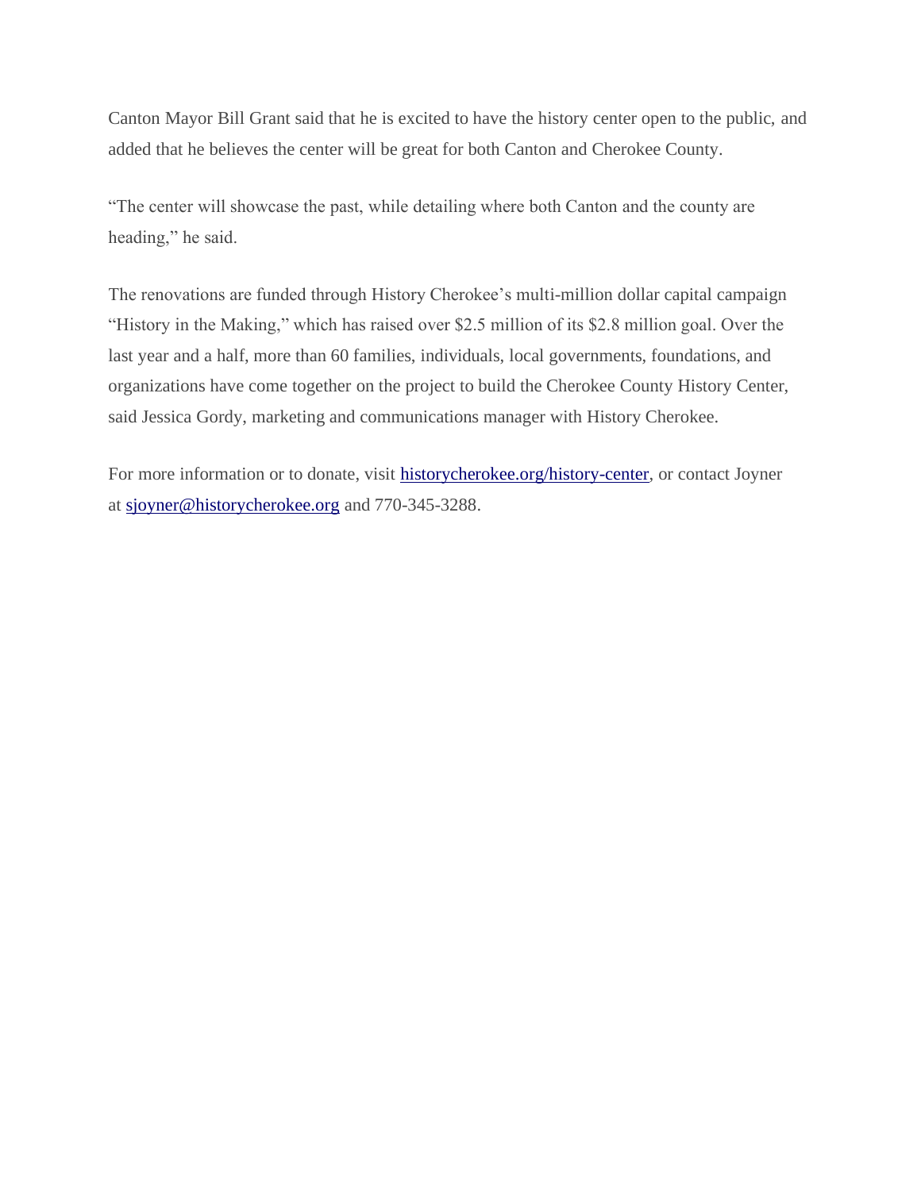Canton Mayor Bill Grant said that he is excited to have the history center open to the public, and added that he believes the center will be great for both Canton and Cherokee County.

“The center will showcase the past, while detailing where both Canton and the county are heading,” he said.

The renovations are funded through History Cherokee’s multi-million dollar capital campaign “History in the Making,” which has raised over $2.5 million of its $2.8 million goal. Over the last year and a half, more than 60 families, individuals, local governments, foundations, and organizations have come together on the project to build the Cherokee County History Center, said Jessica Gordy, marketing and communications manager with History Cherokee.

For more information or to donate, visit [historycherokee.org/history-center](historycherokee.org/history-center), or contact Joyner at [sjoyner@historycherokee.org](mailto:sjoyner@historycherokee.org) and 770-345-3288.